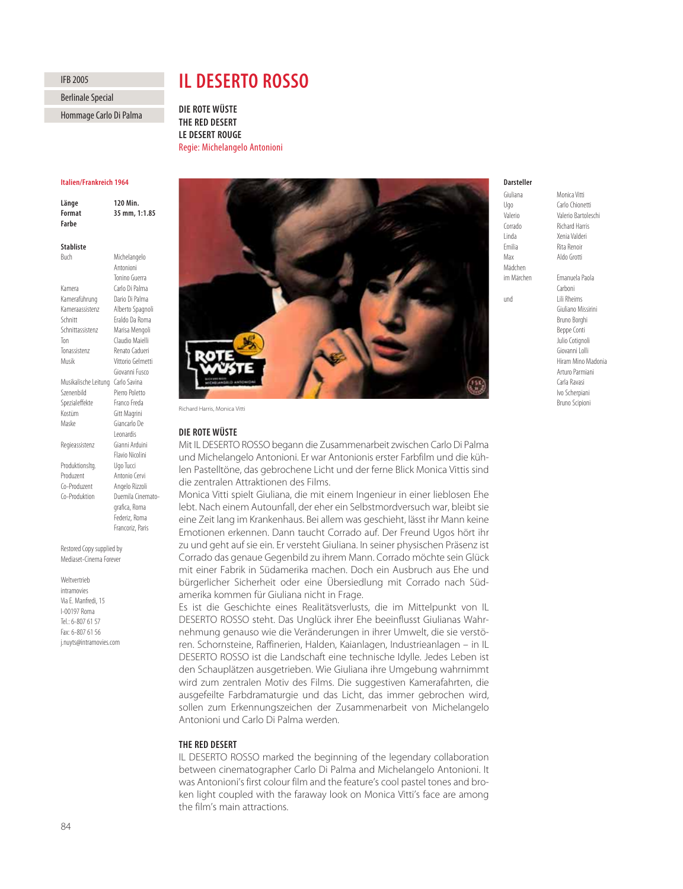IFB 2005

Berlinale Special

Hommage Carlo Di Palma

# IL DESERTO ROSSO

**DIE ROTE WÜSTE**
**THE RED DESERT**
**LE DESERT ROUGE**
Regie: Michelangelo Antonioni

**Italien/Frankreich 1964**

| | |
|---|---|
| **Länge** | **120 Min.** |
| **Format** | **35 mm, 1:1.85** |
| **Farbe** | |

**Stabliste**

| | |
|---|---|
| Buch | Michelangelo Antonioni, Tonino Guerra |
| Kamera | Carlo Di Palma |
| Kameraführung | Dario Di Palma |
| Kameraassistenz | Alberto Spagnoli |
| Schnitt | Eraldo Da Roma |
| Schnittassistenz | Marisa Mengoli |
| Ton | Claudio Maielli |
| Tonassistenz | Renato Cadueri |
| Musik | Vittorio Gelmetti, Giovanni Fusco |
| Musikalische Leitung | Carlo Savina |
| Szenenbild | Pierro Poletto |
| Spezialeffekte | Franco Freda |
| Kostüm | Gitt Magrini |
| Maske | Giancarlo De Leonardis |
| Regieassistenz | Gianni Arduini, Flavio Nicolini |
| Produktionsltg. | Ugo Tucci |
| Produzent | Antonio Cervi |
| Co-Produzent | Angelo Rizzoli |
| Co-Produktion | Duemila Cinematografica, Roma; Federiz, Roma; Francoriz, Paris |

Restored Copy supplied by
Mediaset-Cinema Forever

Weltvertrieb
intramovies
Via E. Manfredi, 15
I-00197 Roma
Tel.: 6-807 61 57
Fax: 6-807 61 56
j.nuyts@intramovies.com

Richard Harris, Monica Vitti

**Darsteller**

| | |
|---|---|
| Giuliana | Monica Vitti |
| Ugo | Carlo Chionetti |
| Valerio | Valerio Bartoleschi |
| Corrado | Richard Harris |
| Linda | Xenia Valderi |
| Emilia | Rita Renoir |
| Max | Aldo Grotti |
| Mädchen im Märchen | Emanuela Paola Carboni |
| und | Lili Rheims, Giuliano Missirini, Bruno Borghi, Beppe Conti, Julio Cotignoli, Giovanni Lolli, Hiram Mino Madonia, Arturo Parmiani, Carla Ravasi, Ivo Scherpiani, Bruno Scipioni |

## DIE ROTE WÜSTE

Mit IL DESERTO ROSSO begann die Zusammenarbeit zwischen Carlo Di Palma und Michelangelo Antonioni. Er war Antonionis erster Farbfilm und die kühlen Pastelltöne, das gebrochene Licht und der ferne Blick Monica Vittis sind die zentralen Attraktionen des Films.

Monica Vitti spielt Giuliana, die mit einem Ingenieur in einer lieblosen Ehe lebt. Nach einem Autounfall, der eher ein Selbstmordversuch war, bleibt sie eine Zeit lang im Krankenhaus. Bei allem was geschieht, lässt ihr Mann keine Emotionen erkennen. Dann taucht Corrado auf. Der Freund Ugos hört ihr zu und geht auf sie ein. Er versteht Giuliana. In seiner physischen Präsenz ist Corrado das genaue Gegenbild zu ihrem Mann. Corrado möchte sein Glück mit einer Fabrik in Südamerika machen. Doch ein Ausbruch aus Ehe und bürgerlicher Sicherheit oder eine Übersiedlung mit Corrado nach Südamerika kommen für Giuliana nicht in Frage.

Es ist die Geschichte eines Realitätsverlusts, die im Mittelpunkt von IL DESERTO ROSSO steht. Das Unglück ihrer Ehe beeinflusst Giulianas Wahrnehmung genauso wie die Veränderungen in ihrer Umwelt, die sie verstören. Schornsteine, Raffinerien, Halden, Kaianlagen, Industrieanlagen – in IL DESERTO ROSSO ist die Landschaft eine technische Idylle. Jedes Leben ist den Schauplätzen ausgetrieben. Wie Giuliana ihre Umgebung wahrnimmt wird zum zentralen Motiv des Films. Die suggestiven Kamerafahrten, die ausgefeilte Farbdramaturgie und das Licht, das immer gebrochen wird, sollen zum Erkennungszeichen der Zusammenarbeit von Michelangelo Antonioni und Carlo Di Palma werden.

## THE RED DESERT

IL DESERTO ROSSO marked the beginning of the legendary collaboration between cinematographer Carlo Di Palma and Michelangelo Antonioni. It was Antonioni's first colour film and the feature's cool pastel tones and broken light coupled with the faraway look on Monica Vitti's face are among the film's main attractions.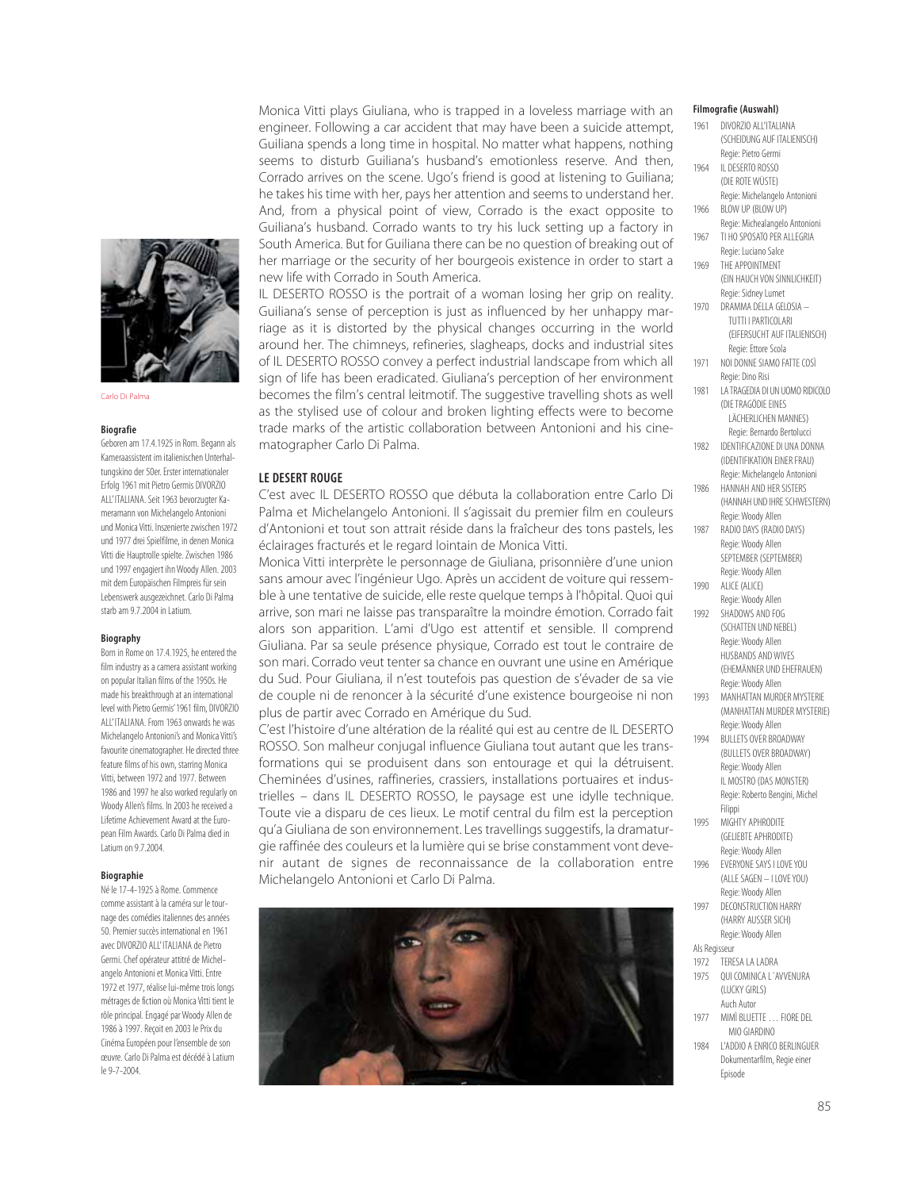Monica Vitti plays Giuliana, who is trapped in a loveless marriage with an engineer. Following a car accident that may have been a suicide attempt, Guiliana spends a long time in hospital. No matter what happens, nothing seems to disturb Guiliana's husband's emotionless reserve. And then, Corrado arrives on the scene. Ugo's friend is good at listening to Guiliana; he takes his time with her, pays her attention and seems to understand her. And, from a physical point of view, Corrado is the exact opposite to Guiliana's husband. Corrado wants to try his luck setting up a factory in South America. But for Guiliana there can be no question of breaking out of her marriage or the security of her bourgeois existence in order to start a new life with Corrado in South America.

IL DESERTO ROSSO is the portrait of a woman losing her grip on reality. Guiliana's sense of perception is just as influenced by her unhappy marriage as it is distorted by the physical changes occurring in the world around her. The chimneys, refineries, slagheaps, docks and industrial sites of IL DESERTO ROSSO convey a perfect industrial landscape from which all sign of life has been eradicated. Giuliana's perception of her environment becomes the film's central leitmotif. The suggestive travelling shots as well as the stylised use of colour and broken lighting effects were to become trade marks of the artistic collaboration between Antonioni and his cinematographer Carlo Di Palma.

## LE DESERT ROUGE

C'est avec IL DESERTO ROSSO que débuta la collaboration entre Carlo Di Palma et Michelangelo Antonioni. Il s'agissait du premier film en couleurs d'Antonioni et tout son attrait réside dans la fraîcheur des tons pastels, les éclairages fracturés et le regard lointain de Monica Vitti.

Monica Vitti interprète le personnage de Giuliana, prisonnière d'une union sans amour avec l'ingénieur Ugo. Après un accident de voiture qui ressemble à une tentative de suicide, elle reste quelque temps à l'hôpital. Quoi qui arrive, son mari ne laisse pas transparaître la moindre émotion. Corrado fait alors son apparition. L'ami d'Ugo est attentif et sensible. Il comprend Giuliana. Par sa seule présence physique, Corrado est tout le contraire de son mari. Corrado veut tenter sa chance en ouvrant une usine en Amérique du Sud. Pour Giuliana, il n'est toutefois pas question de s'évader de sa vie de couple ni de renoncer à la sécurité d'une existence bourgeoise ni non plus de partir avec Corrado en Amérique du Sud.

C'est l'histoire d'une altération de la réalité qui est au centre de IL DESERTO ROSSO. Son malheur conjugal influence Giuliana tout autant que les transformations qui se produisent dans son entourage et qui la détruisent. Cheminées d'usines, raffineries, crassiers, installations portuaires et industrielles – dans IL DESERTO ROSSO, le paysage est une idylle technique. Toute vie a disparu de ces lieux. Le motif central du film est la perception qu'a Giuliana de son environnement. Les travellings suggestifs, la dramaturgie raffinée des couleurs et la lumière qui se brise constamment vont devenir autant de signes de reconnaissance de la collaboration entre Michelangelo Antonioni et Carlo Di Palma.

Carlo Di Palma

### Biografie

Geboren am 17.4.1925 in Rom. Begann als Kameraassistent im italienischen Unterhaltungskino der 50er. Erster internationaler Erfolg 1961 mit Pietro Germis DIVORZIO ALL'ITALIANA. Seit 1963 bevorzugter Kameramann von Michelangelo Antonioni und Monica Vitti. Inszenierte zwischen 1972 und 1977 drei Spielfilme, in denen Monica Vitti die Hauptrolle spielte. Zwischen 1986 und 1997 engagiert ihn Woody Allen. 2003 mit dem Europäischen Filmpreis für sein Lebenswerk ausgezeichnet. Carlo Di Palma starb am 9.7.2004 in Latium.

### Biography

Born in Rome on 17.4.1925, he entered the film industry as a camera assistant working on popular Italian films of the 1950s. He made his breakthrough at an international level with Pietro Germis' 1961 film, DIVORZIO ALL'ITALIANA. From 1963 onwards he was Michelangelo Antonioni's and Monica Vitti's favourite cinematographer. He directed three feature films of his own, starring Monica Vitti, between 1972 and 1977. Between 1986 and 1997 he also worked regularly on Woody Allen's films. In 2003 he received a Lifetime Achievement Award at the European Film Awards. Carlo Di Palma died in Latium on 9.7.2004.

### Biographie

Né le 17-4-1925 à Rome. Commence comme assistant à la caméra sur le tournage des comédies italiennes des années 50. Premier succès international en 1961 avec DIVORZIO ALL'ITALIANA de Pietro Germi. Chef opérateur attitré de Michelangelo Antonioni et Monica Vitti. Entre 1972 et 1977, réalise lui-même trois longs métrages de fiction où Monica Vitti tient le rôle principal. Engagé par Woody Allen de 1986 à 1997. Reçoit en 2003 le Prix du Cinéma Européen pour l'ensemble de son œuvre. Carlo Di Palma est décédé à Latium le 9-7-2004.

### Filmografie (Auswahl)

1961 DIVORZIO ALL'ITALIANA (SCHEIDUNG AUF ITALIENISCH) Regie: Pietro Germi
1964 IL DESERTO ROSSO (DIE ROTE WÜSTE) Regie: Michelangelo Antonioni
1966 BLOW UP (BLOW UP) Regie: Michealangelo Antonioni
1967 TI HO SPOSATO PER ALLEGRIA Regie: Luciano Salce
1969 THE APPOINTMENT (EIN HAUCH VON SINNLICHKEIT) Regie: Sidney Lumet
1970 DRAMMA DELLA GELOSIA – TUTTI I PARTICOLARI (EIFERSUCHT AUF ITALIENISCH) Regie: Ettore Scola
1971 NOI DONNE SIAMO FATTE COSÌ Regie: Dino Risi
1981 LA TRAGEDIA DI UN UOMO RIDICOLO (DIE TRAGÖDIE EINES LÄCHERLICHEN MANNES) Regie: Bernardo Bertolucci
1982 IDENTIFICAZIONE DI UNA DONNA (IDENTIFIKATION EINER FRAU) Regie: Michelangelo Antonioni
1986 HANNAH AND HER SISTERS (HANNAH UND IHRE SCHWESTERN) Regie: Woody Allen
1987 RADIO DAYS (RADIO DAYS) Regie: Woody Allen
SEPTEMBER (SEPTEMBER) Regie: Woody Allen
1990 ALICE (ALICE) Regie: Woody Allen
1992 SHADOWS AND FOG (SCHATTEN UND NEBEL) Regie: Woody Allen
HUSBANDS AND WIVES (EHEMÄNNER UND EHEFRAUEN) Regie: Woody Allen
1993 MANHATTAN MURDER MYSTERIE (MANHATTAN MURDER MYSTERIE) Regie: Woody Allen
1994 BULLETS OVER BROADWAY (BULLETS OVER BROADWAY) Regie: Woody Allen
IL MOSTRO (DAS MONSTER) Regie: Roberto Bengini, Michel Filippi
1995 MIGHTY APHRODITE (GELIEBTE APHRODITE) Regie: Woody Allen
1996 EVERYONE SAYS I LOVE YOU (ALLE SAGEN – I LOVE YOU) Regie: Woody Allen
1997 DECONSTRUCTION HARRY (HARRY AUSSER SICH) Regie: Woody Allen

Als Regisseur

1972 TERESA LA LADRA
1975 QUI COMINICA L´AVVENURA (LUCKY GIRLS) Auch Autor
1977 MIMÌ BLUETTE … FIORE DEL MIO GIARDINO
1984 L'ADDIO A ENRICO BERLINGUER Dokumentarfilm, Regie einer Episode